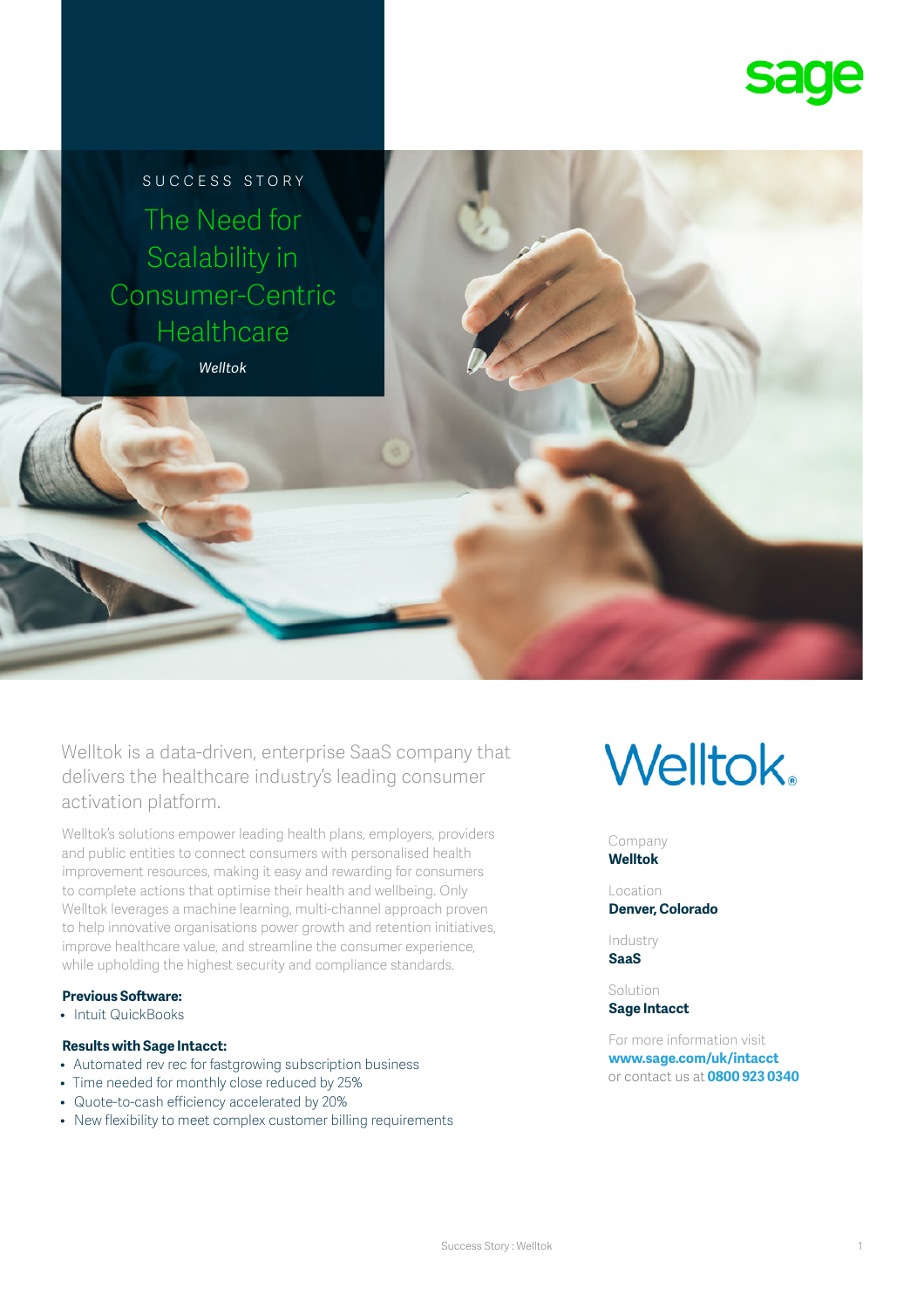SUCCESS STORY

# The Need for Scalability in Consumer-Centric Healthcare

*Welltok*

Welltok is a data-driven, enterprise SaaS company that delivers the healthcare industry's leading consumer activation platform.

Welltok's solutions empower leading health plans, employers, providers and public entities to connect consumers with personalised health improvement resources, making it easy and rewarding for consumers to complete actions that optimise their health and wellbeing. Only Welltok leverages a machine learning, multi-channel approach proven to help innovative organisations power growth and retention initiatives, improve healthcare value, and streamline the consumer experience, while upholding the highest security and compliance standards.

**Previous Software:**

- Intuit QuickBooks

**Results with Sage Intacct:**

- Automated rev rec for fastgrowing subscription business
- Time needed for monthly close reduced by 25%
- Quote-to-cash efficiency accelerated by 20%
- New flexibility to meet complex customer billing requirements

Company
**Welltok**

Location
**Denver, Colorado**

Industry
**SaaS**

Solution
**Sage Intacct**

For more information visit
**www.sage.com/uk/intacct**
or contact us at **0800 923 0340**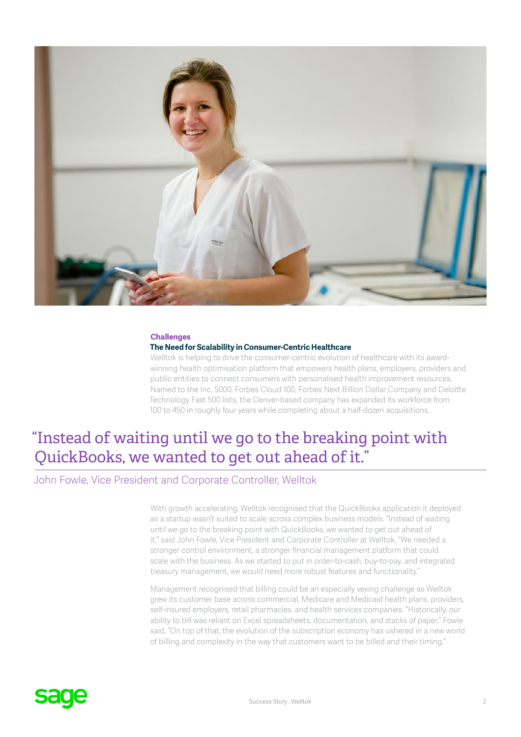## Challenges

### The Need for Scalability in Consumer-Centric Healthcare

Welltok is helping to drive the consumer-centric evolution of healthcare with its award-winning health optimisation platform that empowers health plans, employers, providers and public entities to connect consumers with personalised health improvement resources. Named to the Inc. 5000, Forbes Cloud 100, Forbes Next Billion Dollar Company and Deloitte Technology Fast 500 lists, the Denver-based company has expanded its workforce from 100 to 450 in roughly four years while completing about a half-dozen acquisitions.

> "Instead of waiting until we go to the breaking point with QuickBooks, we wanted to get out ahead of it."
>
> John Fowle, Vice President and Corporate Controller, Welltok

With growth accelerating, Welltok recognised that the QuickBooks application it deployed as a startup wasn't suited to scale across complex business models. "Instead of waiting until we go to the breaking point with QuickBooks, we wanted to get out ahead of it," said John Fowle, Vice President and Corporate Controller at Welltok. "We needed a stronger control environment, a stronger financial management platform that could scale with the business. As we started to put in order-to-cash, buy-to-pay, and integrated treasury management, we would need more robust features and functionality."

Management recognised that billing could be an especially vexing challenge as Welltok grew its customer base across commercial, Medicare and Medicaid health plans, providers, self-insured employers, retail pharmacies, and health services companies. "Historically, our ability to bill was reliant on Excel spreadsheets, documentation, and stacks of paper," Fowle said. "On top of that, the evolution of the subscription economy has ushered in a new world of billing and complexity in the way that customers want to be billed and their timing."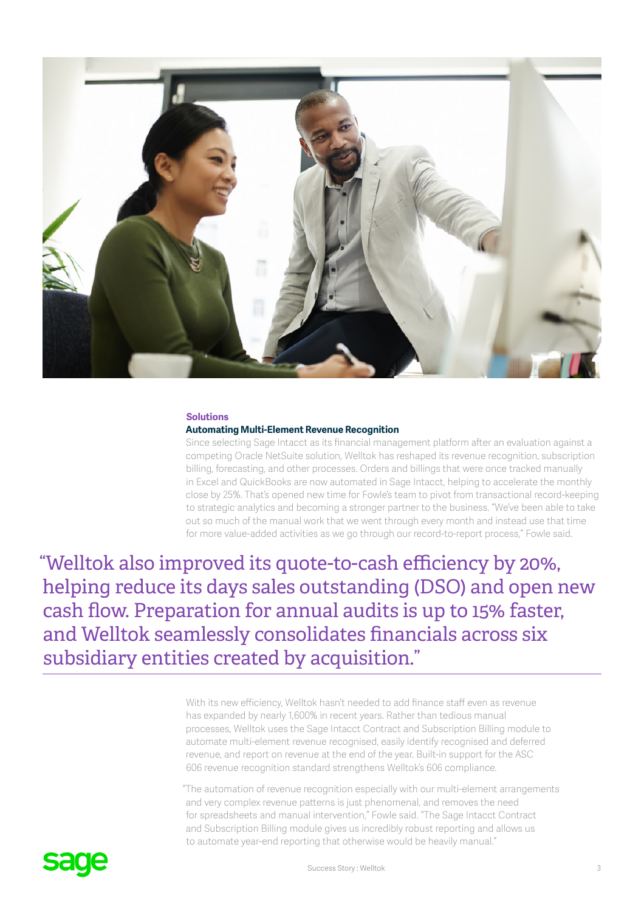## Solutions

### Automating Multi-Element Revenue Recognition

Since selecting Sage Intacct as its financial management platform after an evaluation against a competing Oracle NetSuite solution, Welltok has reshaped its revenue recognition, subscription billing, forecasting, and other processes. Orders and billings that were once tracked manually in Excel and QuickBooks are now automated in Sage Intacct, helping to accelerate the monthly close by 25%. That's opened new time for Fowle's team to pivot from transactional record-keeping to strategic analytics and becoming a stronger partner to the business. "We've been able to take out so much of the manual work that we went through every month and instead use that time for more value-added activities as we go through our record-to-report process," Fowle said.

> "Welltok also improved its quote-to-cash efficiency by 20%, helping reduce its days sales outstanding (DSO) and open new cash flow. Preparation for annual audits is up to 15% faster, and Welltok seamlessly consolidates financials across six subsidiary entities created by acquisition."

With its new efficiency, Welltok hasn't needed to add finance staff even as revenue has expanded by nearly 1,600% in recent years. Rather than tedious manual processes, Welltok uses the Sage Intacct Contract and Subscription Billing module to automate multi-element revenue recognised, easily identify recognised and deferred revenue, and report on revenue at the end of the year. Built-in support for the ASC 606 revenue recognition standard strengthens Welltok's 606 compliance.

"The automation of revenue recognition especially with our multi-element arrangements and very complex revenue patterns is just phenomenal, and removes the need for spreadsheets and manual intervention," Fowle said. "The Sage Intacct Contract and Subscription Billing module gives us incredibly robust reporting and allows us to automate year-end reporting that otherwise would be heavily manual."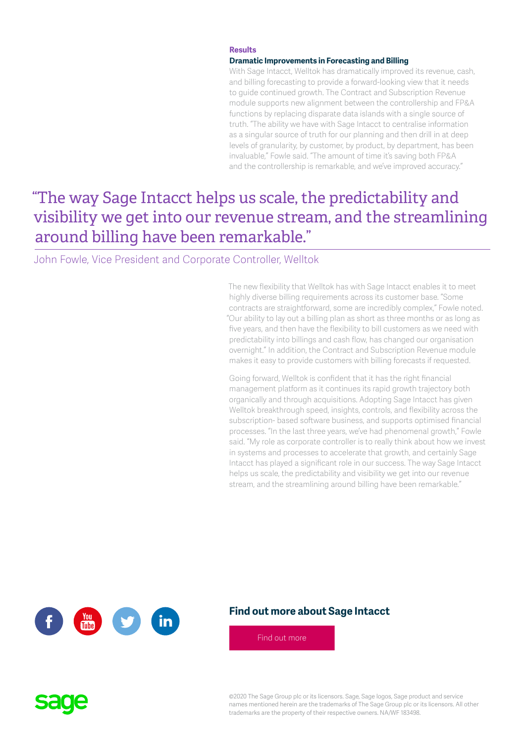## Results

### Dramatic Improvements in Forecasting and Billing

With Sage Intacct, Welltok has dramatically improved its revenue, cash, and billing forecasting to provide a forward-looking view that it needs to guide continued growth. The Contract and Subscription Revenue module supports new alignment between the controllership and FP&A functions by replacing disparate data islands with a single source of truth. "The ability we have with Sage Intacct to centralise information as a singular source of truth for our planning and then drill in at deep levels of granularity, by customer, by product, by department, has been invaluable," Fowle said. "The amount of time it's saving both FP&A and the controllership is remarkable, and we've improved accuracy."

> "The way Sage Intacct helps us scale, the predictability and visibility we get into our revenue stream, and the streamlining around billing have been remarkable."
>
> John Fowle, Vice President and Corporate Controller, Welltok

The new flexibility that Welltok has with Sage Intacct enables it to meet highly diverse billing requirements across its customer base. "Some contracts are straightforward, some are incredibly complex," Fowle noted. "Our ability to lay out a billing plan as short as three months or as long as five years, and then have the flexibility to bill customers as we need with predictability into billings and cash flow, has changed our organisation overnight." In addition, the Contract and Subscription Revenue module makes it easy to provide customers with billing forecasts if requested.

Going forward, Welltok is confident that it has the right financial management platform as it continues its rapid growth trajectory both organically and through acquisitions. Adopting Sage Intacct has given Welltok breakthrough speed, insights, controls, and flexibility across the subscription- based software business, and supports optimised financial processes. "In the last three years, we've had phenomenal growth," Fowle said. "My role as corporate controller is to really think about how we invest in systems and processes to accelerate that growth, and certainly Sage Intacct has played a significant role in our success. The way Sage Intacct helps us scale, the predictability and visibility we get into our revenue stream, and the streamlining around billing have been remarkable."

## Find out more about Sage Intacct

Find out more

©2020 The Sage Group plc or its licensors. Sage, Sage logos, Sage product and service names mentioned herein are the trademarks of The Sage Group plc or its licensors. All other trademarks are the property of their respective owners. NA/WF 183498.